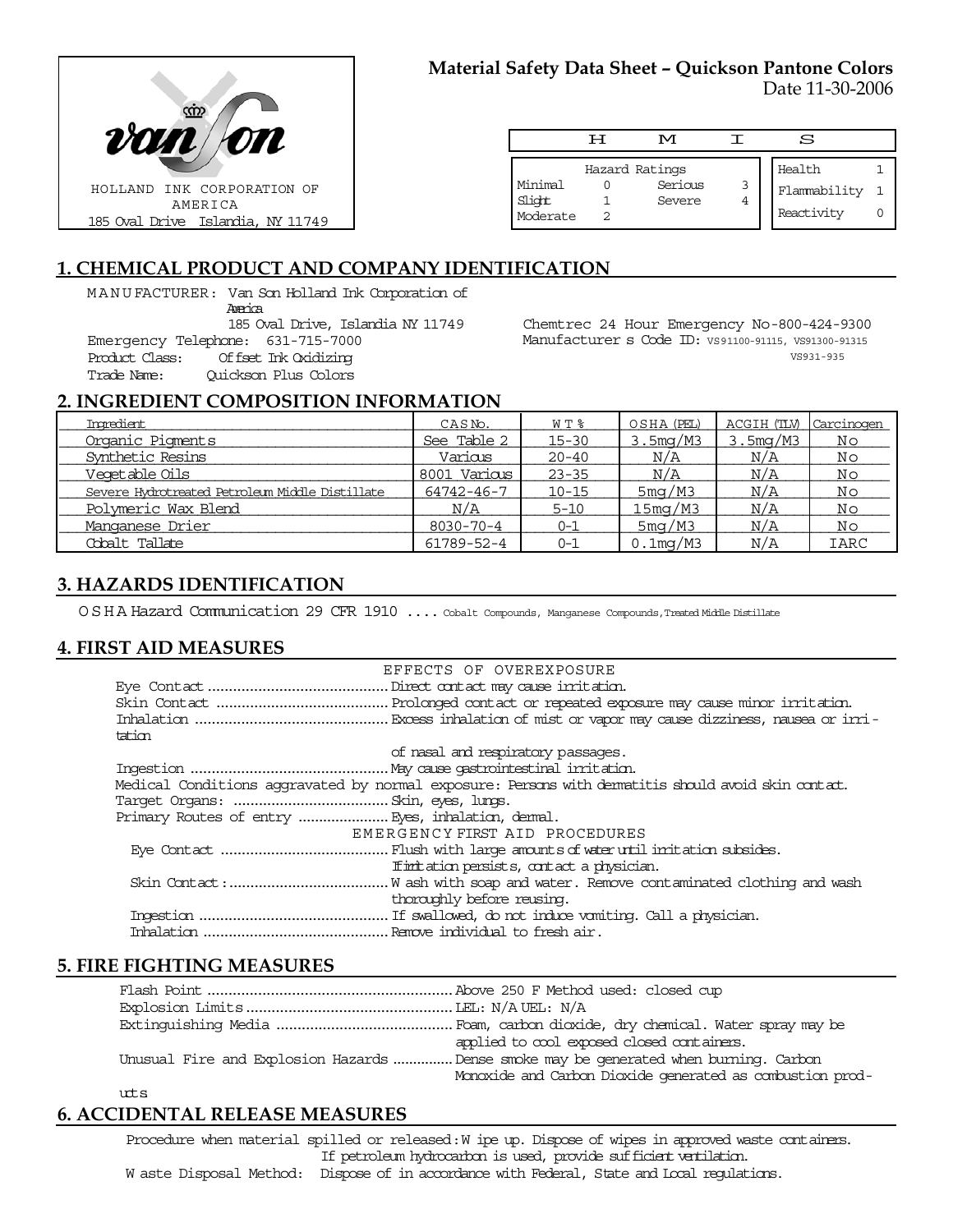HOLLAND INK CORPORATION OF AMERICA
185 Oval Drive Islandia, NY 11749

# Material Safety Data Sheet – Quickson Pantone Colors

Date 11-30-2006

**H M I S**

| Hazard Ratings | | | |
|---|---|---|---|
| Minimal | 0 | Serious | 3 |
| Slight | 1 | Severe | 4 |
| Moderate | 2 | | |

| | |
|---|---|
| Health | 1 |
| Flammability | 1 |
| Reactivity | 0 |

## 1. CHEMICAL PRODUCT AND COMPANY IDENTIFICATION

MANUFACTURER: Van Son Holland Ink Corporation of America
185 Oval Drive, Islandia NY 11749
Emergency Telephone: 631-715-7000
Product Class: Offset Ink Oxidizing
Trade Name: Quickson Plus Colors

Chemtrec 24 Hour Emergency No-800-424-9300
Manufacturer s Code ID: VS91100-91115, VS91300-91315
VS931-935

## 2. INGREDIENT COMPOSITION INFORMATION

| Ingredient | CAS No. | WT% | OSHA (PEL) | ACGIH (TLV) | Carcinogen |
|---|---|---|---|---|---|
| Organic Pigments | See Table 2 | 15-30 | 3.5mg/M3 | 3.5mg/M3 | No |
| Synthetic Resins | Various | 20-40 | N/A | N/A | No |
| Vegetable Oils | 8001 Various | 23-35 | N/A | N/A | No |
| Severe Hydrotreated Petroleum Middle Distillate | 64742-46-7 | 10-15 | 5mg/M3 | N/A | No |
| Polymeric Wax Blend | N/A | 5-10 | 15mg/M3 | N/A | No |
| Manganese Drier | 8030-70-4 | 0-1 | 5mg/M3 | N/A | No |
| Cobalt Tallate | 61789-52-4 | 0-1 | 0.1mg/M3 | N/A | IARC |

## 3. HAZARDS IDENTIFICATION

OSHA Hazard Communication 29 CFR 1910 .... Cobalt Compounds, Manganese Compounds, Treated Middle Distillate

## 4. FIRST AID MEASURES

EFFECTS OF OVEREXPOSURE

Eye Contact .......... Direct contact may cause irritation.
Skin Contact .......... Prolonged contact or repeated exposure may cause minor irritation.
Inhalation .......... Excess inhalation of mist or vapor may cause dizziness, nausea or irritation of nasal and respiratory passages.
Ingestion .......... May cause gastrointestinal irritation.
Medical Conditions aggravated by normal exposure: Persons with dermatitis should avoid skin contact.
Target Organs: .......... Skin, eyes, lungs.
Primary Routes of entry .......... Eyes, inhalation, dermal.

EMERGENCY FIRST AID PROCEDURES

Eye Contact .......... Flush with large amounts of water until irritation subsides. If irritation persists, contact a physician.
Skin Contact: .......... Wash with soap and water. Remove contaminated clothing and wash thoroughly before reusing.
Ingestion .......... If swallowed, do not induce vomiting. Call a physician.
Inhalation .......... Remove individual to fresh air.

## 5. FIRE FIGHTING MEASURES

Flash Point .......... Above 250 F Method used: closed cup
Explosion Limits .......... LEL: N/A UEL: N/A
Extinguishing Media .......... Foam, carbon dioxide, dry chemical. Water spray may be applied to cool exposed closed containers.
Unusual Fire and Explosion Hazards .......... Dense smoke may be generated when burning. Carbon Monoxide and Carbon Dioxide generated as combustion products

## 6. ACCIDENTAL RELEASE MEASURES

Procedure when material spilled or released: Wipe up. Dispose of wipes in approved waste containers. If petroleum hydrocarbon is used, provide sufficient ventilation.
Waste Disposal Method: Dispose of in accordance with Federal, State and Local regulations.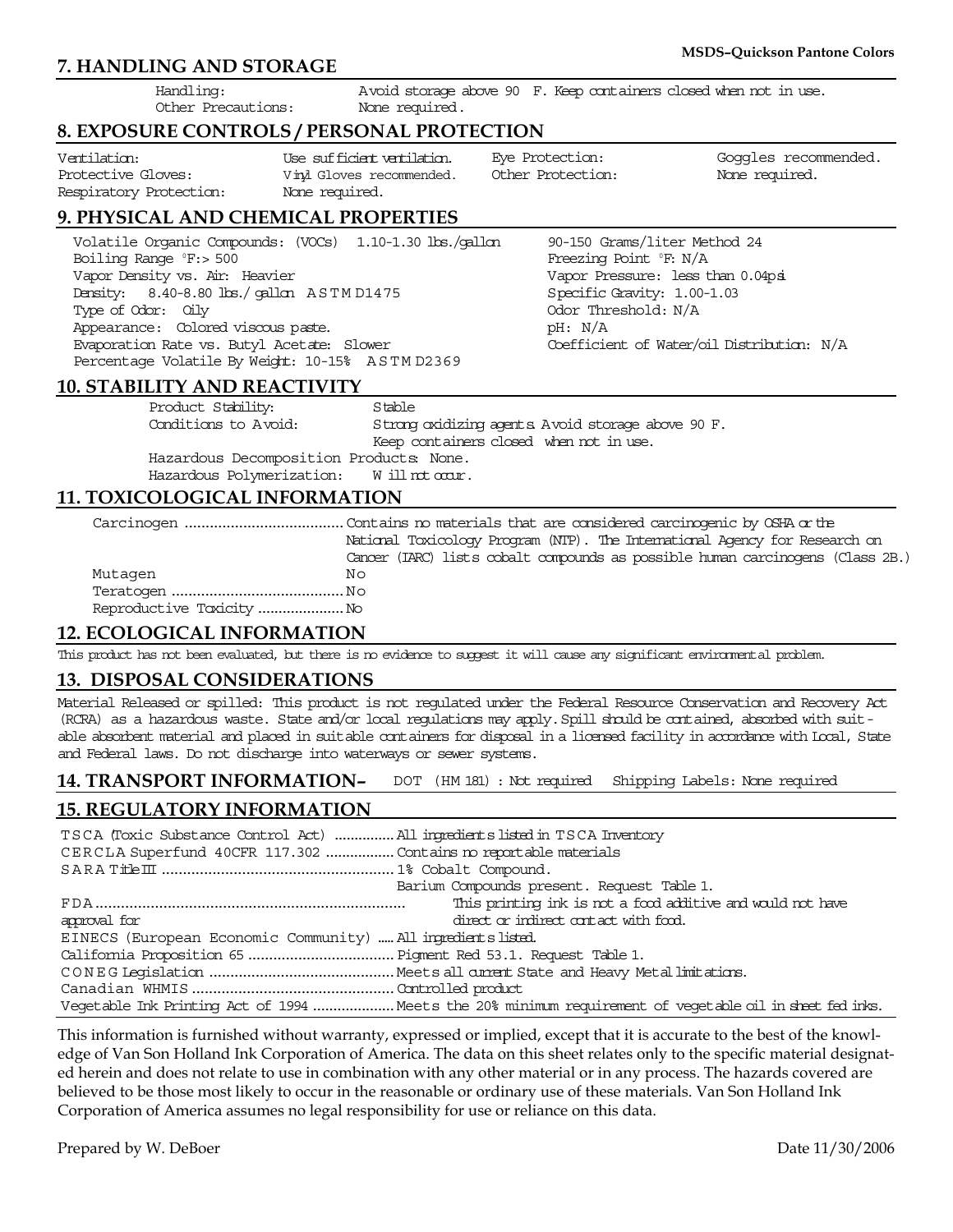## 7. HANDLING AND STORAGE

| | |
|---|---|
| Handling: | Avoid storage above 90 F. Keep containers closed when not in use. |
| Other Precautions: | None required. |

## 8. EXPOSURE CONTROLS / PERSONAL PROTECTION

| | | | |
|---|---|---|---|
| Ventilation: | Use sufficient ventilation. | Eye Protection: | Goggles recommended. |
| Protective Gloves: | Vinyl Gloves recommended. | Other Protection: | None required. |
| Respiratory Protection: | None required. | | |

## 9. PHYSICAL AND CHEMICAL PROPERTIES

Volatile Organic Compounds: (VOCs) 1.10-1.30 lbs./gallon
Boiling Range °F:> 500
Vapor Density vs. Air: Heavier
Density: 8.40-8.80 lbs./gallon ASTM D1475
Type of Odor: Oily
Appearance: Colored viscous paste.
Evaporation Rate vs. Butyl Acetate: Slower
Percentage Volatile By Weight: 10-15% ASTM D2369

90-150 Grams/liter Method 24
Freezing Point °F: N/A
Vapor Pressure: less than 0.04psi
Specific Gravity: 1.00-1.03
Odor Threshold: N/A
pH: N/A
Coefficient of Water/oil Distribution: N/A

## 10. STABILITY AND REACTIVITY

Product Stability: Stable
Conditions to Avoid: Strong oxidizing agents. Avoid storage above 90 F. Keep containers closed when not in use.
Hazardous Decomposition Products: None.
Hazardous Polymerization: Will not occur.

## 11. TOXICOLOGICAL INFORMATION

Carcinogen ...................................... Contains no materials that are considered carcinogenic by OSHA or the National Toxicology Program (NTP). The International Agency for Research on Cancer (IARC) lists cobalt compounds as possible human carcinogens (Class 2B.)
Mutagen No
Teratogen ......................................... No
Reproductive Toxicity .................... No

## 12. ECOLOGICAL INFORMATION

This product has not been evaluated, but there is no evidence to suggest it will cause any significant environmental problem.

## 13. DISPOSAL CONSIDERATIONS

Material Released or spilled: This product is not regulated under the Federal Resource Conservation and Recovery Act (RCRA) as a hazardous waste. State and/or local regulations may apply. Spill should be contained, absorbed with suitable absorbent material and placed in suitable containers for disposal in a licensed facility in accordance with Local, State and Federal laws. Do not discharge into waterways or sewer systems.

## 14. TRANSPORT INFORMATION– DOT (HM 181) : Not required Shipping Labels: None required

## 15. REGULATORY INFORMATION

TSCA (Toxic Substance Control Act) .............. All ingredients listed in TSCA Inventory
CERCLA Superfund 40CFR 117.302 ................ Contains no reportable materials
SARA Title III ........................................................ 1% Cobalt Compound.
Barium Compounds present. Request Table 1.
FDA ........................................................................ This printing ink is not a food additive and would not have approval for direct or indirect contact with food.
EINECS (European Economic Community) ..... All ingredients listed.
California Proposition 65 .................................. Pigment Red 53.1. Request Table 1.
CONEG Legislation ........................................... Meets all current State and Heavy Metal limitations.
Canadian WHMIS ............................................... Controlled product
Vegetable Ink Printing Act of 1994 .................... Meets the 20% minimum requirement of vegetable oil in sheet fed inks.

This information is furnished without warranty, expressed or implied, except that it is accurate to the best of the knowledge of Van Son Holland Ink Corporation of America. The data on this sheet relates only to the specific material designated herein and does not relate to use in combination with any other material or in any process. The hazards covered are believed to be those most likely to occur in the reasonable or ordinary use of these materials. Van Son Holland Ink Corporation of America assumes no legal responsibility for use or reliance on this data.

Prepared by W. DeBoer

Date 11/30/2006